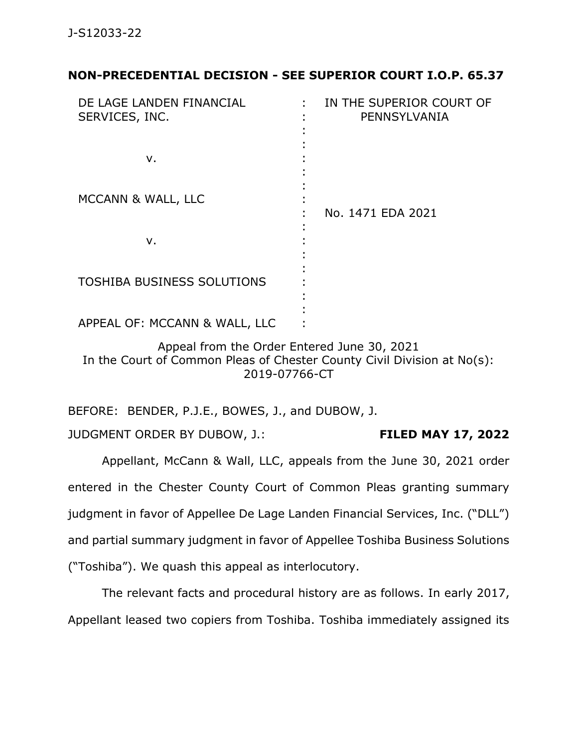J-S12033-22

**NON-PRECEDENTIAL DECISION - SEE SUPERIOR COURT I.O.P. 65.37**

| | | |
|---|---|---|
| DE LAGE LANDEN FINANCIAL SERVICES, INC. | : | IN THE SUPERIOR COURT OF PENNSYLVANIA |
| v. | : | |
| MCCANN & WALL, LLC | : | No. 1471 EDA 2021 |
| v. | : | |
| TOSHIBA BUSINESS SOLUTIONS | : | |
| APPEAL OF: MCCANN & WALL, LLC | : | |

Appeal from the Order Entered June 30, 2021
In the Court of Common Pleas of Chester County Civil Division at No(s): 2019-07766-CT

BEFORE: BENDER, P.J.E., BOWES, J., and DUBOW, J.

JUDGMENT ORDER BY DUBOW, J.: **FILED MAY 17, 2022**

Appellant, McCann & Wall, LLC, appeals from the June 30, 2021 order entered in the Chester County Court of Common Pleas granting summary judgment in favor of Appellee De Lage Landen Financial Services, Inc. ("DLL") and partial summary judgment in favor of Appellee Toshiba Business Solutions ("Toshiba"). We quash this appeal as interlocutory.

The relevant facts and procedural history are as follows. In early 2017, Appellant leased two copiers from Toshiba. Toshiba immediately assigned its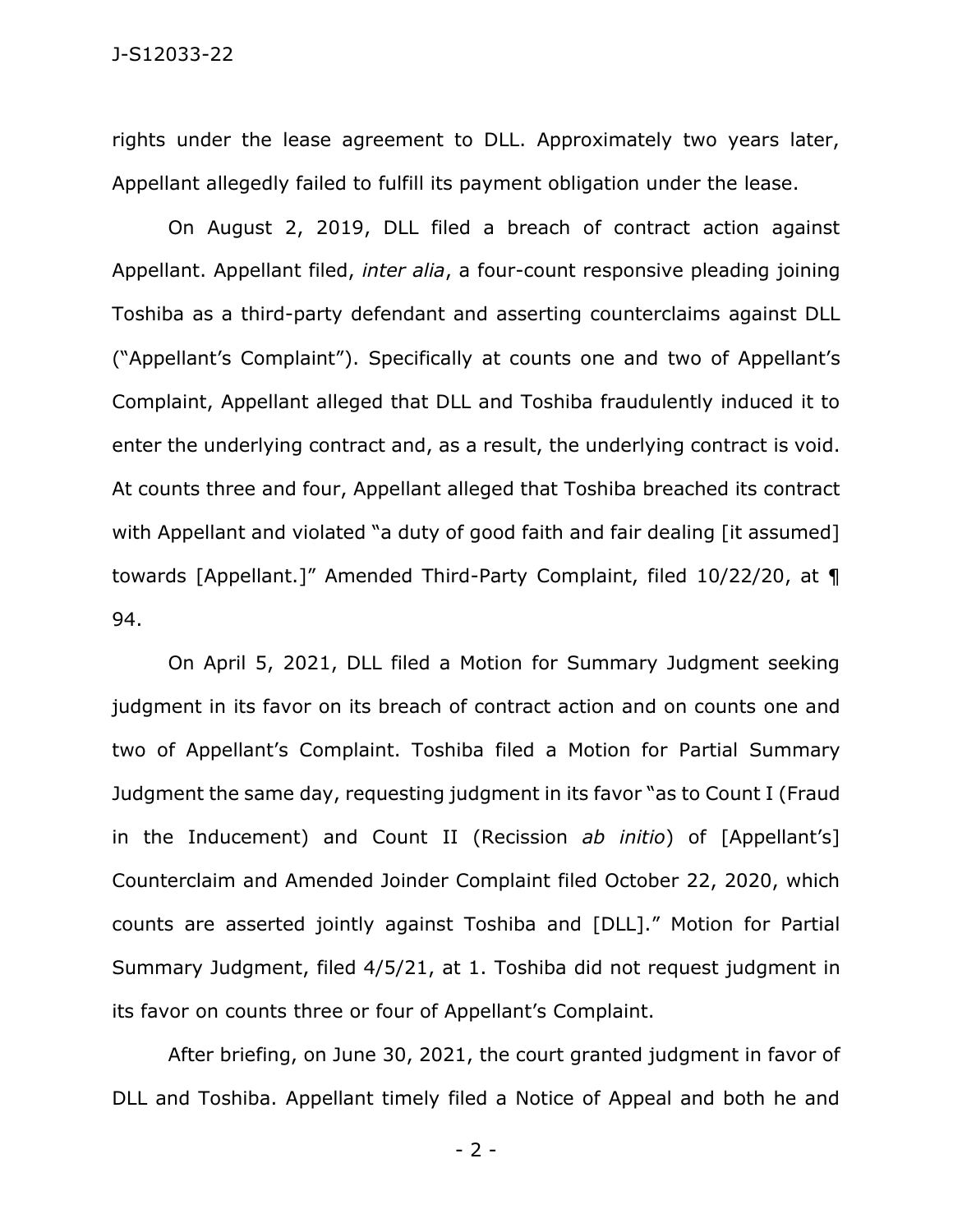rights under the lease agreement to DLL. Approximately two years later, Appellant allegedly failed to fulfill its payment obligation under the lease.

On August 2, 2019, DLL filed a breach of contract action against Appellant. Appellant filed, *inter alia*, a four-count responsive pleading joining Toshiba as a third-party defendant and asserting counterclaims against DLL ("Appellant's Complaint"). Specifically at counts one and two of Appellant's Complaint, Appellant alleged that DLL and Toshiba fraudulently induced it to enter the underlying contract and, as a result, the underlying contract is void. At counts three and four, Appellant alleged that Toshiba breached its contract with Appellant and violated "a duty of good faith and fair dealing [it assumed] towards [Appellant.]" Amended Third-Party Complaint, filed 10/22/20, at ¶ 94.

On April 5, 2021, DLL filed a Motion for Summary Judgment seeking judgment in its favor on its breach of contract action and on counts one and two of Appellant's Complaint. Toshiba filed a Motion for Partial Summary Judgment the same day, requesting judgment in its favor "as to Count I (Fraud in the Inducement) and Count II (Recission *ab initio*) of [Appellant's] Counterclaim and Amended Joinder Complaint filed October 22, 2020, which counts are asserted jointly against Toshiba and [DLL]." Motion for Partial Summary Judgment, filed 4/5/21, at 1. Toshiba did not request judgment in its favor on counts three or four of Appellant's Complaint.

After briefing, on June 30, 2021, the court granted judgment in favor of DLL and Toshiba. Appellant timely filed a Notice of Appeal and both he and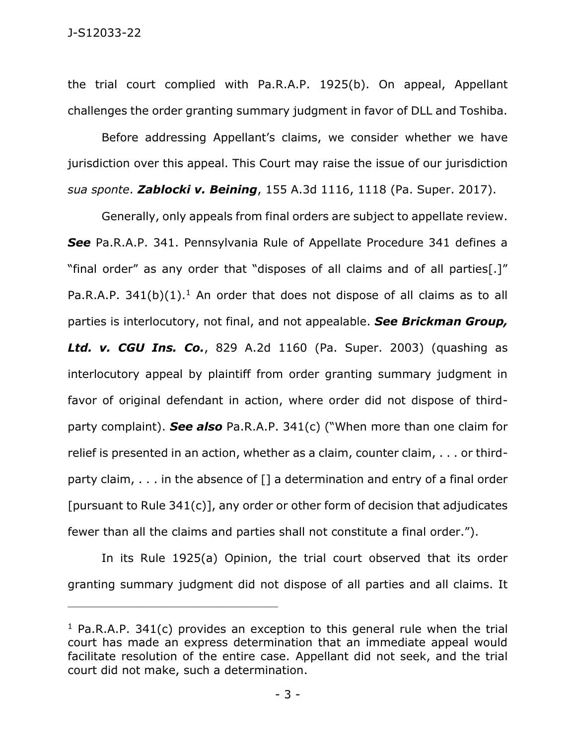the trial court complied with Pa.R.A.P. 1925(b). On appeal, Appellant challenges the order granting summary judgment in favor of DLL and Toshiba.

Before addressing Appellant's claims, we consider whether we have jurisdiction over this appeal. This Court may raise the issue of our jurisdiction *sua sponte*. ***Zablocki v. Beining***, 155 A.3d 1116, 1118 (Pa. Super. 2017).

Generally, only appeals from final orders are subject to appellate review. ***See*** Pa.R.A.P. 341. Pennsylvania Rule of Appellate Procedure 341 defines a "final order" as any order that "disposes of all claims and of all parties[.]" Pa.R.A.P. 341(b)(1).[1] An order that does not dispose of all claims as to all parties is interlocutory, not final, and not appealable. ***See Brickman Group, Ltd. v. CGU Ins. Co.***, 829 A.2d 1160 (Pa. Super. 2003) (quashing as interlocutory appeal by plaintiff from order granting summary judgment in favor of original defendant in action, where order did not dispose of third-party complaint). ***See also*** Pa.R.A.P. 341(c) ("When more than one claim for relief is presented in an action, whether as a claim, counter claim, . . . or third-party claim, . . . in the absence of [] a determination and entry of a final order [pursuant to Rule 341(c)], any order or other form of decision that adjudicates fewer than all the claims and parties shall not constitute a final order.").

In its Rule 1925(a) Opinion, the trial court observed that its order granting summary judgment did not dispose of all parties and all claims. It

---

[1] Pa.R.A.P. 341(c) provides an exception to this general rule when the trial court has made an express determination that an immediate appeal would facilitate resolution of the entire case. Appellant did not seek, and the trial court did not make, such a determination.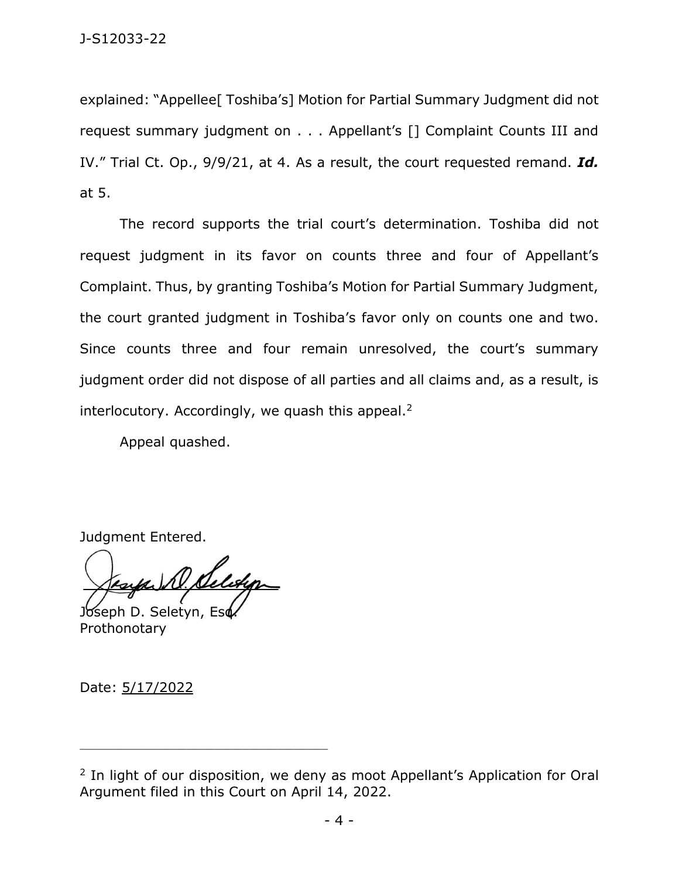explained: "Appellee[ Toshiba's] Motion for Partial Summary Judgment did not request summary judgment on . . . Appellant's [] Complaint Counts III and IV." Trial Ct. Op., 9/9/21, at 4. As a result, the court requested remand. ***Id.*** at 5.

The record supports the trial court's determination. Toshiba did not request judgment in its favor on counts three and four of Appellant's Complaint. Thus, by granting Toshiba's Motion for Partial Summary Judgment, the court granted judgment in Toshiba's favor only on counts one and two. Since counts three and four remain unresolved, the court's summary judgment order did not dispose of all parties and all claims and, as a result, is interlocutory. Accordingly, we quash this appeal.[2]

Appeal quashed.

Judgment Entered.

Joseph D. Seletyn, Esq.
Prothonotary

Date: 5/17/2022

---

[2] In light of our disposition, we deny as moot Appellant's Application for Oral Argument filed in this Court on April 14, 2022.